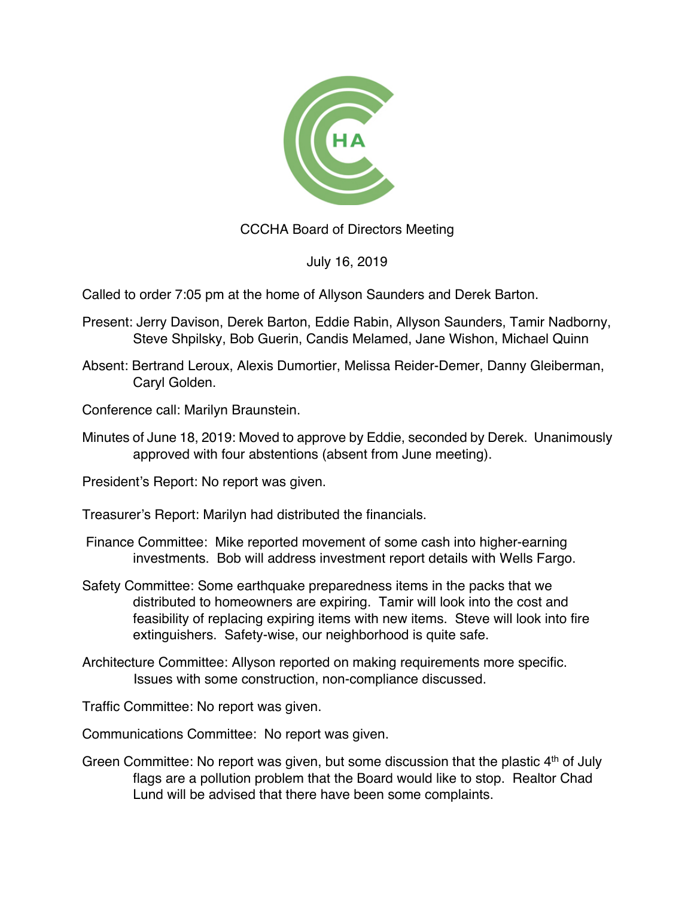CCCHA Board of Directors Meeting

July 16, 2019

Called to order 7:05 pm at the home of Allyson Saunders and Derek Barton.

Present: Jerry Davison, Derek Barton, Eddie Rabin, Allyson Saunders, Tamir Nadborny, Steve Shpilsky, Bob Guerin, Candis Melamed, Jane Wishon, Michael Quinn

Absent: Bertrand Leroux, Alexis Dumortier, Melissa Reider-Demer, Danny Gleiberman, Caryl Golden.

Conference call: Marilyn Braunstein.

Minutes of June 18, 2019: Moved to approve by Eddie, seconded by Derek. Unanimously approved with four abstentions (absent from June meeting).

President's Report: No report was given.

Treasurer's Report: Marilyn had distributed the financials.

Finance Committee: Mike reported movement of some cash into higher-earning investments. Bob will address investment report details with Wells Fargo.

Safety Committee: Some earthquake preparedness items in the packs that we distributed to homeowners are expiring. Tamir will look into the cost and feasibility of replacing expiring items with new items. Steve will look into fire extinguishers. Safety-wise, our neighborhood is quite safe.

Architecture Committee: Allyson reported on making requirements more specific. Issues with some construction, non-compliance discussed.

Traffic Committee: No report was given.

Communications Committee: No report was given.

Green Committee: No report was given, but some discussion that the plastic 4th of July flags are a pollution problem that the Board would like to stop. Realtor Chad Lund will be advised that there have been some complaints.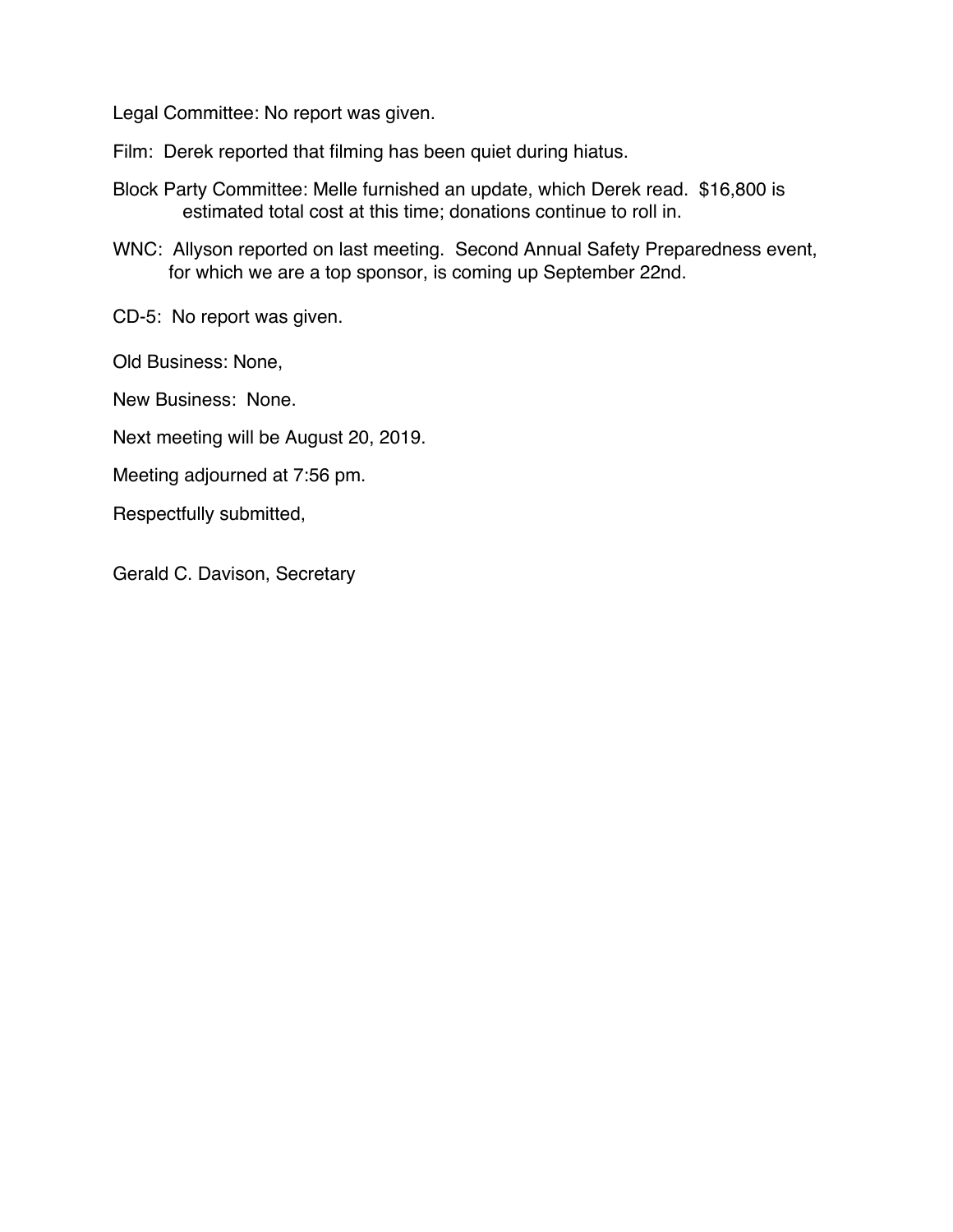Legal Committee: No report was given.

Film: Derek reported that filming has been quiet during hiatus.

Block Party Committee: Melle furnished an update, which Derek read. $16,800 is estimated total cost at this time; donations continue to roll in.

WNC: Allyson reported on last meeting. Second Annual Safety Preparedness event, for which we are a top sponsor, is coming up September 22nd.

CD-5: No report was given.

Old Business: None,

New Business: None.

Next meeting will be August 20, 2019.

Meeting adjourned at 7:56 pm.

Respectfully submitted,

Gerald C. Davison, Secretary